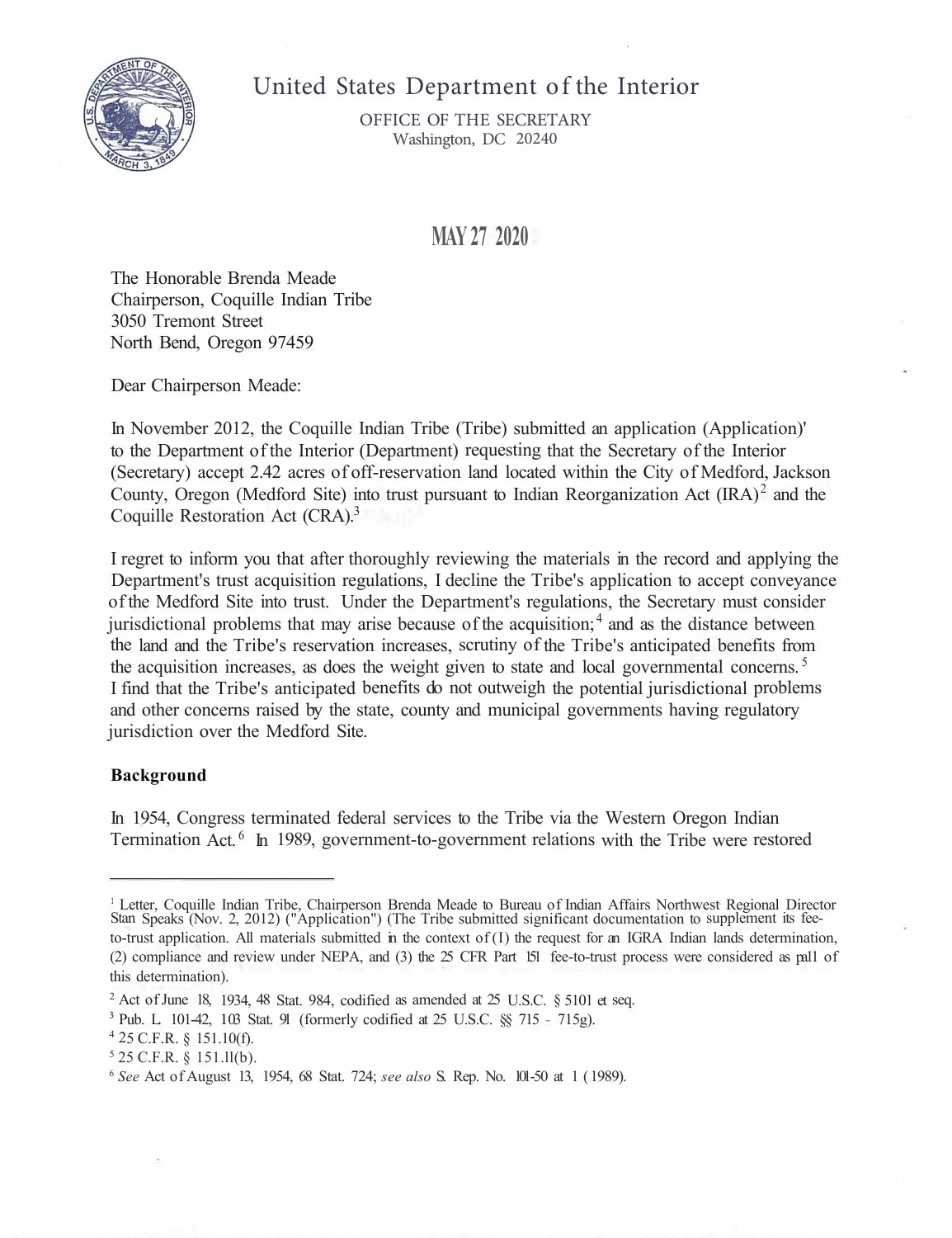# United States Department of the Interior

OFFICE OF THE SECRETARY
Washington, DC 20240

**MAY 27 2020**

The Honorable Brenda Meade
Chairperson, Coquille Indian Tribe
3050 Tremont Street
North Bend, Oregon 97459

Dear Chairperson Meade:

In November 2012, the Coquille Indian Tribe (Tribe) submitted an application (Application)[1] to the Department of the Interior (Department) requesting that the Secretary of the Interior (Secretary) accept 2.42 acres of off-reservation land located within the City of Medford, Jackson County, Oregon (Medford Site) into trust pursuant to Indian Reorganization Act (IRA)[2] and the Coquille Restoration Act (CRA).[3]

I regret to inform you that after thoroughly reviewing the materials in the record and applying the Department's trust acquisition regulations, I decline the Tribe's application to accept conveyance of the Medford Site into trust. Under the Department's regulations, the Secretary must consider jurisdictional problems that may arise because of the acquisition;[4] and as the distance between the land and the Tribe's reservation increases, scrutiny of the Tribe's anticipated benefits from the acquisition increases, as does the weight given to state and local governmental concerns.[5] I find that the Tribe's anticipated benefits do not outweigh the potential jurisdictional problems and other concerns raised by the state, county and municipal governments having regulatory jurisdiction over the Medford Site.

**Background**

In 1954, Congress terminated federal services to the Tribe via the Western Oregon Indian Termination Act.[6] In 1989, government-to-government relations with the Tribe were restored

---

[1] Letter, Coquille Indian Tribe, Chairperson Brenda Meade to Bureau of Indian Affairs Northwest Regional Director Stan Speaks (Nov. 2, 2012) ("Application") (The Tribe submitted significant documentation to supplement its fee-to-trust application. All materials submitted in the context of (1) the request for an IGRA Indian lands determination, (2) compliance and review under NEPA, and (3) the 25 CFR Part 151 fee-to-trust process were considered as part of this determination).

[2] Act of June 18, 1934, 48 Stat. 984, codified as amended at 25 U.S.C. § 5101 et seq.

[3] Pub. L. 101-42, 103 Stat. 91 (formerly codified at 25 U.S.C. §§ 715 - 715g).

[4] 25 C.F.R. § 151.10(f).

[5] 25 C.F.R. § 151.11(b).

[6] *See* Act of August 13, 1954, 68 Stat. 724; *see also* S. Rep. No. 101-50 at 1 (1989).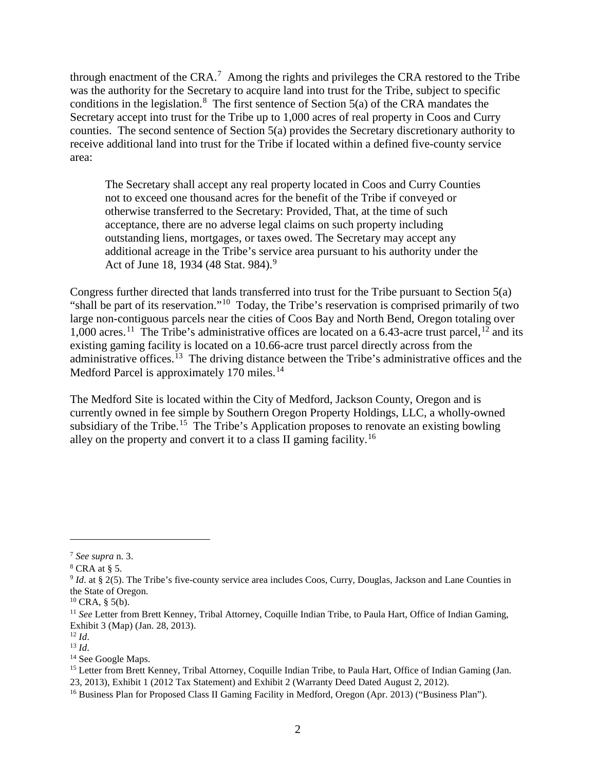through enactment of the CRA.[7] Among the rights and privileges the CRA restored to the Tribe was the authority for the Secretary to acquire land into trust for the Tribe, subject to specific conditions in the legislation.[8] The first sentence of Section 5(a) of the CRA mandates the Secretary accept into trust for the Tribe up to 1,000 acres of real property in Coos and Curry counties. The second sentence of Section 5(a) provides the Secretary discretionary authority to receive additional land into trust for the Tribe if located within a defined five-county service area:

> The Secretary shall accept any real property located in Coos and Curry Counties not to exceed one thousand acres for the benefit of the Tribe if conveyed or otherwise transferred to the Secretary: Provided, That, at the time of such acceptance, there are no adverse legal claims on such property including outstanding liens, mortgages, or taxes owed. The Secretary may accept any additional acreage in the Tribe's service area pursuant to his authority under the Act of June 18, 1934 (48 Stat. 984).[9]

Congress further directed that lands transferred into trust for the Tribe pursuant to Section 5(a) "shall be part of its reservation."[10] Today, the Tribe's reservation is comprised primarily of two large non-contiguous parcels near the cities of Coos Bay and North Bend, Oregon totaling over 1,000 acres.[11] The Tribe's administrative offices are located on a 6.43-acre trust parcel,[12] and its existing gaming facility is located on a 10.66-acre trust parcel directly across from the administrative offices.[13] The driving distance between the Tribe's administrative offices and the Medford Parcel is approximately 170 miles.[14]

The Medford Site is located within the City of Medford, Jackson County, Oregon and is currently owned in fee simple by Southern Oregon Property Holdings, LLC, a wholly-owned subsidiary of the Tribe.[15] The Tribe's Application proposes to renovate an existing bowling alley on the property and convert it to a class II gaming facility.[16]

---

[7] *See supra* n. 3.

[8] CRA at § 5.

[9] *Id*. at § 2(5). The Tribe's five-county service area includes Coos, Curry, Douglas, Jackson and Lane Counties in the State of Oregon.

[10] CRA, § 5(b).

[11] *See* Letter from Brett Kenney, Tribal Attorney, Coquille Indian Tribe, to Paula Hart, Office of Indian Gaming, Exhibit 3 (Map) (Jan. 28, 2013).

[12] *Id*.

[13] *Id*.

[14] See Google Maps.

[15] Letter from Brett Kenney, Tribal Attorney, Coquille Indian Tribe, to Paula Hart, Office of Indian Gaming (Jan. 23, 2013), Exhibit 1 (2012 Tax Statement) and Exhibit 2 (Warranty Deed Dated August 2, 2012).

[16] Business Plan for Proposed Class II Gaming Facility in Medford, Oregon (Apr. 2013) ("Business Plan").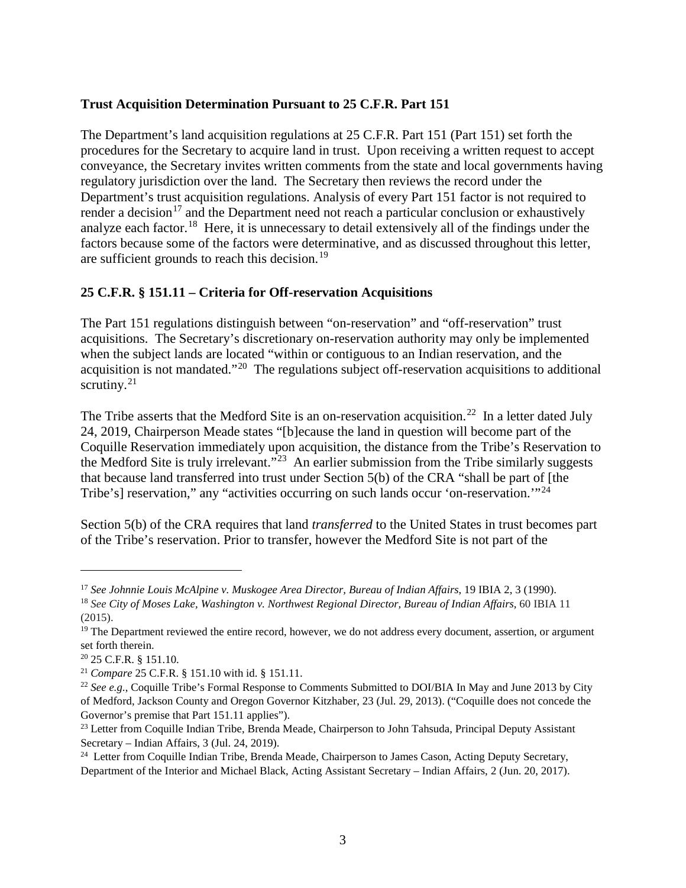**Trust Acquisition Determination Pursuant to 25 C.F.R. Part 151**

The Department's land acquisition regulations at 25 C.F.R. Part 151 (Part 151) set forth the procedures for the Secretary to acquire land in trust. Upon receiving a written request to accept conveyance, the Secretary invites written comments from the state and local governments having regulatory jurisdiction over the land. The Secretary then reviews the record under the Department's trust acquisition regulations. Analysis of every Part 151 factor is not required to render a decision[17] and the Department need not reach a particular conclusion or exhaustively analyze each factor.[18] Here, it is unnecessary to detail extensively all of the findings under the factors because some of the factors were determinative, and as discussed throughout this letter, are sufficient grounds to reach this decision.[19]

**25 C.F.R. § 151.11 – Criteria for Off-reservation Acquisitions**

The Part 151 regulations distinguish between "on-reservation" and "off-reservation" trust acquisitions. The Secretary's discretionary on-reservation authority may only be implemented when the subject lands are located "within or contiguous to an Indian reservation, and the acquisition is not mandated."[20] The regulations subject off-reservation acquisitions to additional scrutiny.[21]

The Tribe asserts that the Medford Site is an on-reservation acquisition.[22] In a letter dated July 24, 2019, Chairperson Meade states "[b]ecause the land in question will become part of the Coquille Reservation immediately upon acquisition, the distance from the Tribe's Reservation to the Medford Site is truly irrelevant."[23] An earlier submission from the Tribe similarly suggests that because land transferred into trust under Section 5(b) of the CRA "shall be part of [the Tribe's] reservation," any "activities occurring on such lands occur 'on-reservation.'"[24]

Section 5(b) of the CRA requires that land *transferred* to the United States in trust becomes part of the Tribe's reservation. Prior to transfer, however the Medford Site is not part of the

---

[17] *See Johnnie Louis McAlpine v. Muskogee Area Director, Bureau of Indian Affairs*, 19 IBIA 2, 3 (1990).

[18] *See City of Moses Lake, Washington v. Northwest Regional Director, Bureau of Indian Affairs*, 60 IBIA 11 (2015).

[19] The Department reviewed the entire record, however, we do not address every document, assertion, or argument set forth therein.

[20] 25 C.F.R. § 151.10.

[21] *Compare* 25 C.F.R. § 151.10 with id. § 151.11.

[22] *See e.g.*, Coquille Tribe's Formal Response to Comments Submitted to DOI/BIA In May and June 2013 by City of Medford, Jackson County and Oregon Governor Kitzhaber, 23 (Jul. 29, 2013). ("Coquille does not concede the Governor's premise that Part 151.11 applies").

[23] Letter from Coquille Indian Tribe, Brenda Meade, Chairperson to John Tahsuda, Principal Deputy Assistant Secretary – Indian Affairs, 3 (Jul. 24, 2019).

[24] Letter from Coquille Indian Tribe, Brenda Meade, Chairperson to James Cason, Acting Deputy Secretary, Department of the Interior and Michael Black, Acting Assistant Secretary – Indian Affairs, 2 (Jun. 20, 2017).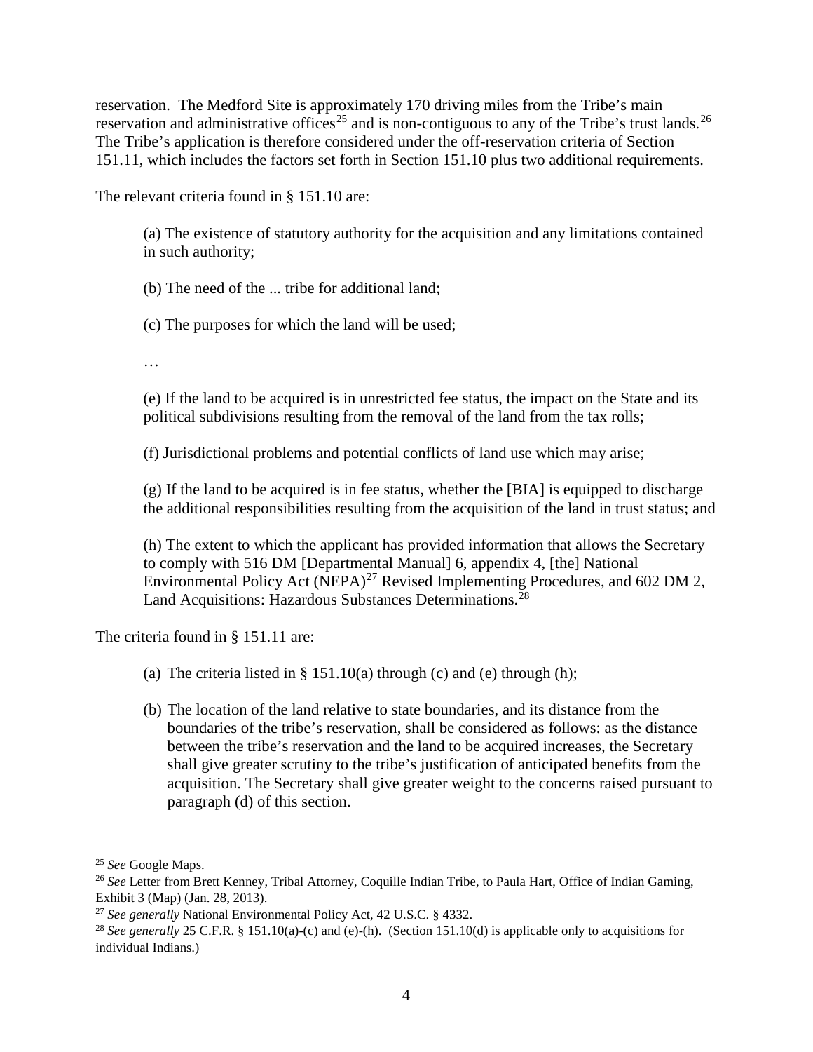reservation. The Medford Site is approximately 170 driving miles from the Tribe's main reservation and administrative offices[25] and is non-contiguous to any of the Tribe's trust lands.[26] The Tribe's application is therefore considered under the off-reservation criteria of Section 151.11, which includes the factors set forth in Section 151.10 plus two additional requirements.

The relevant criteria found in § 151.10 are:

> (a) The existence of statutory authority for the acquisition and any limitations contained in such authority;
>
> (b) The need of the ... tribe for additional land;
>
> (c) The purposes for which the land will be used;
>
> …
>
> (e) If the land to be acquired is in unrestricted fee status, the impact on the State and its political subdivisions resulting from the removal of the land from the tax rolls;
>
> (f) Jurisdictional problems and potential conflicts of land use which may arise;
>
> (g) If the land to be acquired is in fee status, whether the [BIA] is equipped to discharge the additional responsibilities resulting from the acquisition of the land in trust status; and
>
> (h) The extent to which the applicant has provided information that allows the Secretary to comply with 516 DM [Departmental Manual] 6, appendix 4, [the] National Environmental Policy Act (NEPA)[27] Revised Implementing Procedures, and 602 DM 2, Land Acquisitions: Hazardous Substances Determinations.[28]

The criteria found in § 151.11 are:

(a) The criteria listed in § 151.10(a) through (c) and (e) through (h);

(b) The location of the land relative to state boundaries, and its distance from the boundaries of the tribe's reservation, shall be considered as follows: as the distance between the tribe's reservation and the land to be acquired increases, the Secretary shall give greater scrutiny to the tribe's justification of anticipated benefits from the acquisition. The Secretary shall give greater weight to the concerns raised pursuant to paragraph (d) of this section.

---

[25] *See* Google Maps.

[26] *See* Letter from Brett Kenney, Tribal Attorney, Coquille Indian Tribe, to Paula Hart, Office of Indian Gaming, Exhibit 3 (Map) (Jan. 28, 2013).

[27] *See generally* National Environmental Policy Act, 42 U.S.C. § 4332.

[28] *See generally* 25 C.F.R. § 151.10(a)-(c) and (e)-(h). (Section 151.10(d) is applicable only to acquisitions for individual Indians.)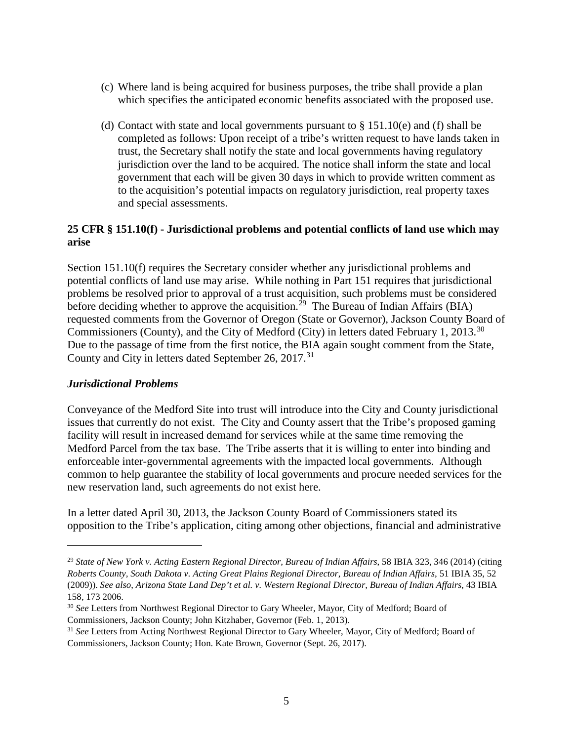(c) Where land is being acquired for business purposes, the tribe shall provide a plan which specifies the anticipated economic benefits associated with the proposed use.

(d) Contact with state and local governments pursuant to § 151.10(e) and (f) shall be completed as follows: Upon receipt of a tribe's written request to have lands taken in trust, the Secretary shall notify the state and local governments having regulatory jurisdiction over the land to be acquired. The notice shall inform the state and local government that each will be given 30 days in which to provide written comment as to the acquisition's potential impacts on regulatory jurisdiction, real property taxes and special assessments.

**25 CFR § 151.10(f) - Jurisdictional problems and potential conflicts of land use which may arise**

Section 151.10(f) requires the Secretary consider whether any jurisdictional problems and potential conflicts of land use may arise. While nothing in Part 151 requires that jurisdictional problems be resolved prior to approval of a trust acquisition, such problems must be considered before deciding whether to approve the acquisition.[29] The Bureau of Indian Affairs (BIA) requested comments from the Governor of Oregon (State or Governor), Jackson County Board of Commissioners (County), and the City of Medford (City) in letters dated February 1, 2013.[30] Due to the passage of time from the first notice, the BIA again sought comment from the State, County and City in letters dated September 26, 2017.[31]

***Jurisdictional Problems***

Conveyance of the Medford Site into trust will introduce into the City and County jurisdictional issues that currently do not exist. The City and County assert that the Tribe's proposed gaming facility will result in increased demand for services while at the same time removing the Medford Parcel from the tax base. The Tribe asserts that it is willing to enter into binding and enforceable inter-governmental agreements with the impacted local governments. Although common to help guarantee the stability of local governments and procure needed services for the new reservation land, such agreements do not exist here.

In a letter dated April 30, 2013, the Jackson County Board of Commissioners stated its opposition to the Tribe's application, citing among other objections, financial and administrative

---

[29] *State of New York v. Acting Eastern Regional Director, Bureau of Indian Affairs*, 58 IBIA 323, 346 (2014) (citing *Roberts County, South Dakota v. Acting Great Plains Regional Director, Bureau of Indian Affairs*, 51 IBIA 35, 52 (2009)). *See also*, *Arizona State Land Dep't et al. v. Western Regional Director, Bureau of Indian Affairs*, 43 IBIA 158, 173 2006.

[30] *See* Letters from Northwest Regional Director to Gary Wheeler, Mayor, City of Medford; Board of Commissioners, Jackson County; John Kitzhaber, Governor (Feb. 1, 2013).

[31] *See* Letters from Acting Northwest Regional Director to Gary Wheeler, Mayor, City of Medford; Board of Commissioners, Jackson County; Hon. Kate Brown, Governor (Sept. 26, 2017).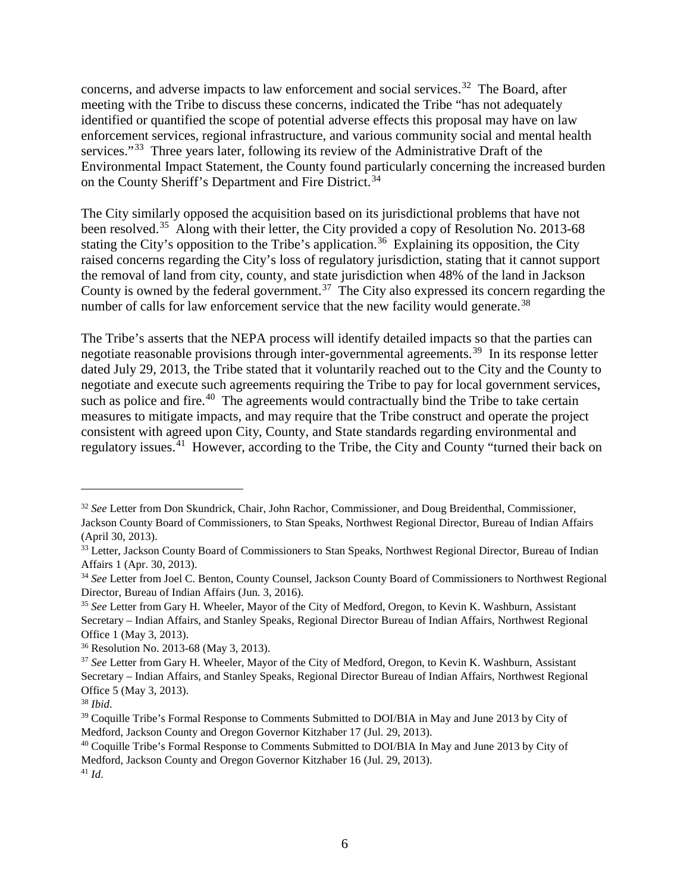concerns, and adverse impacts to law enforcement and social services.[32] The Board, after meeting with the Tribe to discuss these concerns, indicated the Tribe "has not adequately identified or quantified the scope of potential adverse effects this proposal may have on law enforcement services, regional infrastructure, and various community social and mental health services."[33] Three years later, following its review of the Administrative Draft of the Environmental Impact Statement, the County found particularly concerning the increased burden on the County Sheriff's Department and Fire District.[34]

The City similarly opposed the acquisition based on its jurisdictional problems that have not been resolved.[35] Along with their letter, the City provided a copy of Resolution No. 2013-68 stating the City's opposition to the Tribe's application.[36] Explaining its opposition, the City raised concerns regarding the City's loss of regulatory jurisdiction, stating that it cannot support the removal of land from city, county, and state jurisdiction when 48% of the land in Jackson County is owned by the federal government.[37] The City also expressed its concern regarding the number of calls for law enforcement service that the new facility would generate.[38]

The Tribe's asserts that the NEPA process will identify detailed impacts so that the parties can negotiate reasonable provisions through inter-governmental agreements.[39] In its response letter dated July 29, 2013, the Tribe stated that it voluntarily reached out to the City and the County to negotiate and execute such agreements requiring the Tribe to pay for local government services, such as police and fire.[40] The agreements would contractually bind the Tribe to take certain measures to mitigate impacts, and may require that the Tribe construct and operate the project consistent with agreed upon City, County, and State standards regarding environmental and regulatory issues.[41] However, according to the Tribe, the City and County "turned their back on

---

[32] *See* Letter from Don Skundrick, Chair, John Rachor, Commissioner, and Doug Breidenthal, Commissioner, Jackson County Board of Commissioners, to Stan Speaks, Northwest Regional Director, Bureau of Indian Affairs (April 30, 2013).

[33] Letter, Jackson County Board of Commissioners to Stan Speaks, Northwest Regional Director, Bureau of Indian Affairs 1 (Apr. 30, 2013).

[34] *See* Letter from Joel C. Benton, County Counsel, Jackson County Board of Commissioners to Northwest Regional Director, Bureau of Indian Affairs (Jun. 3, 2016).

[35] *See* Letter from Gary H. Wheeler, Mayor of the City of Medford, Oregon, to Kevin K. Washburn, Assistant Secretary – Indian Affairs, and Stanley Speaks, Regional Director Bureau of Indian Affairs, Northwest Regional Office 1 (May 3, 2013).

[36] Resolution No. 2013-68 (May 3, 2013).

[37] *See* Letter from Gary H. Wheeler, Mayor of the City of Medford, Oregon, to Kevin K. Washburn, Assistant Secretary – Indian Affairs, and Stanley Speaks, Regional Director Bureau of Indian Affairs, Northwest Regional Office 5 (May 3, 2013).

[38] *Ibid*.

[39] Coquille Tribe's Formal Response to Comments Submitted to DOI/BIA in May and June 2013 by City of Medford, Jackson County and Oregon Governor Kitzhaber 17 (Jul. 29, 2013).

[40] Coquille Tribe's Formal Response to Comments Submitted to DOI/BIA In May and June 2013 by City of Medford, Jackson County and Oregon Governor Kitzhaber 16 (Jul. 29, 2013).

[41] *Id*.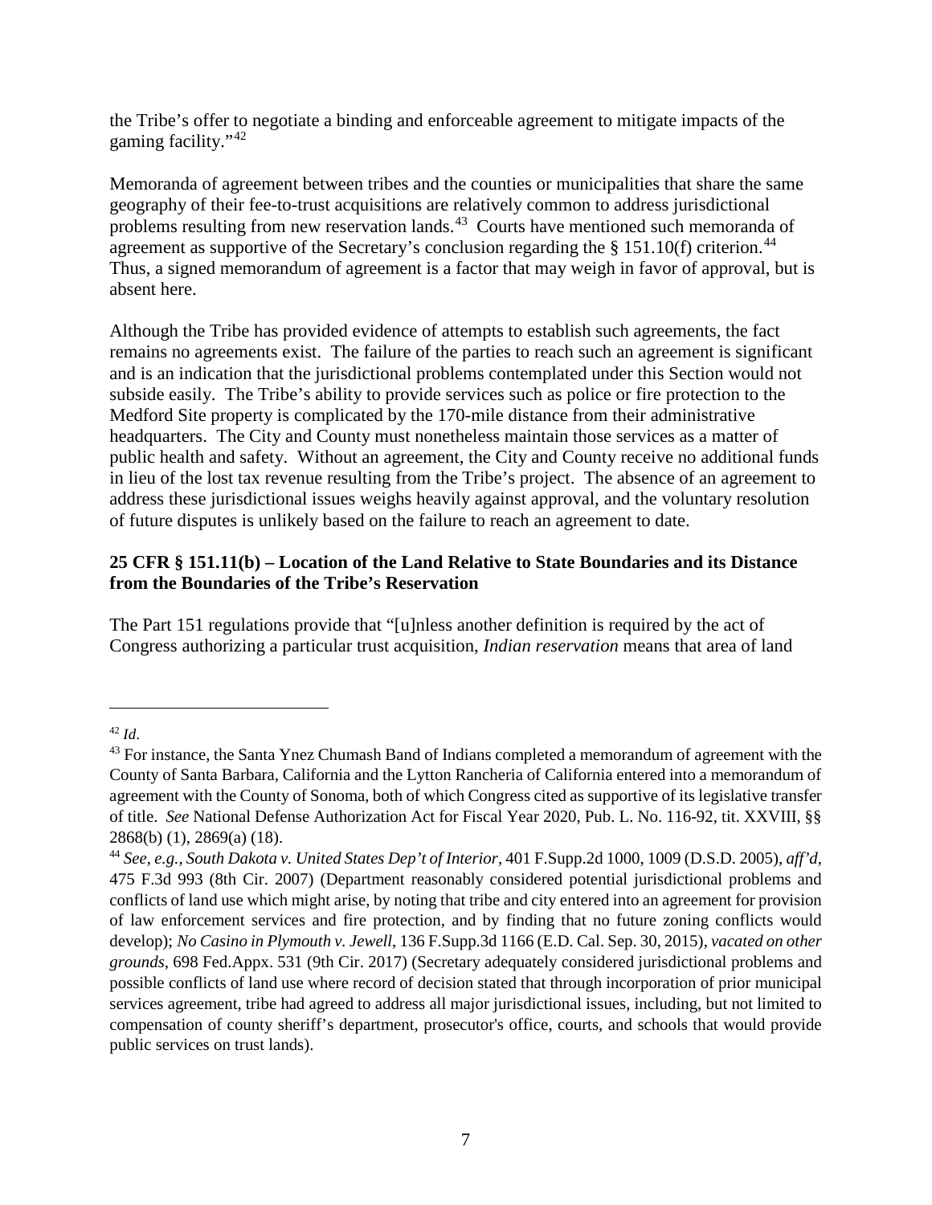the Tribe's offer to negotiate a binding and enforceable agreement to mitigate impacts of the gaming facility."[42]

Memoranda of agreement between tribes and the counties or municipalities that share the same geography of their fee-to-trust acquisitions are relatively common to address jurisdictional problems resulting from new reservation lands.[43] Courts have mentioned such memoranda of agreement as supportive of the Secretary's conclusion regarding the § 151.10(f) criterion.[44] Thus, a signed memorandum of agreement is a factor that may weigh in favor of approval, but is absent here.

Although the Tribe has provided evidence of attempts to establish such agreements, the fact remains no agreements exist. The failure of the parties to reach such an agreement is significant and is an indication that the jurisdictional problems contemplated under this Section would not subside easily. The Tribe's ability to provide services such as police or fire protection to the Medford Site property is complicated by the 170-mile distance from their administrative headquarters. The City and County must nonetheless maintain those services as a matter of public health and safety. Without an agreement, the City and County receive no additional funds in lieu of the lost tax revenue resulting from the Tribe's project. The absence of an agreement to address these jurisdictional issues weighs heavily against approval, and the voluntary resolution of future disputes is unlikely based on the failure to reach an agreement to date.

**25 CFR § 151.11(b) – Location of the Land Relative to State Boundaries and its Distance from the Boundaries of the Tribe's Reservation**

The Part 151 regulations provide that "[u]nless another definition is required by the act of Congress authorizing a particular trust acquisition, *Indian reservation* means that area of land

---

[42] *Id*.

[43] For instance, the Santa Ynez Chumash Band of Indians completed a memorandum of agreement with the County of Santa Barbara, California and the Lytton Rancheria of California entered into a memorandum of agreement with the County of Sonoma, both of which Congress cited as supportive of its legislative transfer of title. *See* National Defense Authorization Act for Fiscal Year 2020, Pub. L. No. 116-92, tit. XXVIII, §§ 2868(b) (1), 2869(a) (18).

[44] *See, e.g.*, *South Dakota v. United States Dep't of Interior*, 401 F.Supp.2d 1000, 1009 (D.S.D. 2005), *aff'd*, 475 F.3d 993 (8th Cir. 2007) (Department reasonably considered potential jurisdictional problems and conflicts of land use which might arise, by noting that tribe and city entered into an agreement for provision of law enforcement services and fire protection, and by finding that no future zoning conflicts would develop); *No Casino in Plymouth v. Jewell*, 136 F.Supp.3d 1166 (E.D. Cal. Sep. 30, 2015), *vacated on other grounds*, 698 Fed.Appx. 531 (9th Cir. 2017) (Secretary adequately considered jurisdictional problems and possible conflicts of land use where record of decision stated that through incorporation of prior municipal services agreement, tribe had agreed to address all major jurisdictional issues, including, but not limited to compensation of county sheriff's department, prosecutor's office, courts, and schools that would provide public services on trust lands).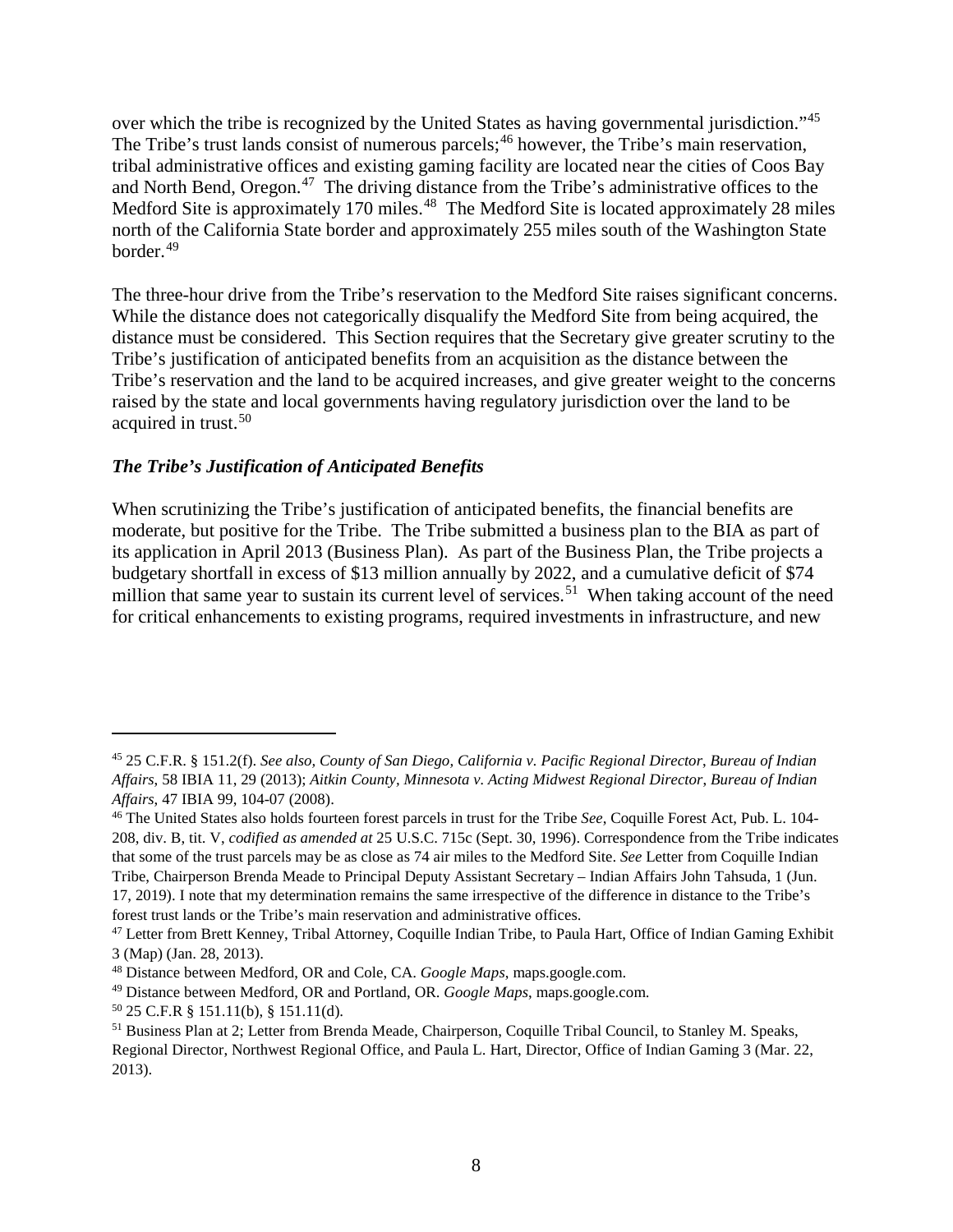over which the tribe is recognized by the United States as having governmental jurisdiction."[45] The Tribe's trust lands consist of numerous parcels;[46] however, the Tribe's main reservation, tribal administrative offices and existing gaming facility are located near the cities of Coos Bay and North Bend, Oregon.[47] The driving distance from the Tribe's administrative offices to the Medford Site is approximately 170 miles.[48] The Medford Site is located approximately 28 miles north of the California State border and approximately 255 miles south of the Washington State border.[49]

The three-hour drive from the Tribe's reservation to the Medford Site raises significant concerns. While the distance does not categorically disqualify the Medford Site from being acquired, the distance must be considered. This Section requires that the Secretary give greater scrutiny to the Tribe's justification of anticipated benefits from an acquisition as the distance between the Tribe's reservation and the land to be acquired increases, and give greater weight to the concerns raised by the state and local governments having regulatory jurisdiction over the land to be acquired in trust.[50]

### *The Tribe's Justification of Anticipated Benefits*

When scrutinizing the Tribe's justification of anticipated benefits, the financial benefits are moderate, but positive for the Tribe. The Tribe submitted a business plan to the BIA as part of its application in April 2013 (Business Plan). As part of the Business Plan, the Tribe projects a budgetary shortfall in excess of $13 million annually by 2022, and a cumulative deficit of $74 million that same year to sustain its current level of services.[51] When taking account of the need for critical enhancements to existing programs, required investments in infrastructure, and new

---

[45] 25 C.F.R. § 151.2(f). *See also, County of San Diego, California v. Pacific Regional Director, Bureau of Indian Affairs*, 58 IBIA 11, 29 (2013); *Aitkin County, Minnesota v. Acting Midwest Regional Director, Bureau of Indian Affairs*, 47 IBIA 99, 104-07 (2008).

[46] The United States also holds fourteen forest parcels in trust for the Tribe *See*, Coquille Forest Act, Pub. L. 104-208, div. B, tit. V, *codified as amended at* 25 U.S.C. 715c (Sept. 30, 1996). Correspondence from the Tribe indicates that some of the trust parcels may be as close as 74 air miles to the Medford Site. *See* Letter from Coquille Indian Tribe, Chairperson Brenda Meade to Principal Deputy Assistant Secretary – Indian Affairs John Tahsuda, 1 (Jun. 17, 2019). I note that my determination remains the same irrespective of the difference in distance to the Tribe's forest trust lands or the Tribe's main reservation and administrative offices.

[47] Letter from Brett Kenney, Tribal Attorney, Coquille Indian Tribe, to Paula Hart, Office of Indian Gaming Exhibit 3 (Map) (Jan. 28, 2013).

[48] Distance between Medford, OR and Cole, CA. *Google Maps*, maps.google.com.

[49] Distance between Medford, OR and Portland, OR. *Google Maps*, maps.google.com.

[50] 25 C.F.R § 151.11(b), § 151.11(d).

[51] Business Plan at 2; Letter from Brenda Meade, Chairperson, Coquille Tribal Council, to Stanley M. Speaks, Regional Director, Northwest Regional Office, and Paula L. Hart, Director, Office of Indian Gaming 3 (Mar. 22, 2013).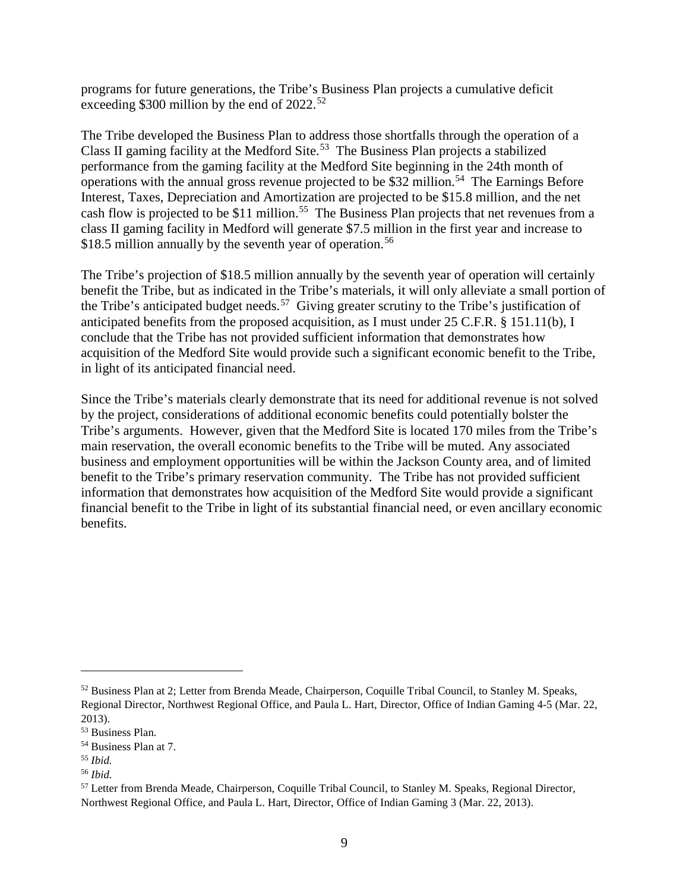programs for future generations, the Tribe's Business Plan projects a cumulative deficit exceeding \$300 million by the end of 2022.[52]

The Tribe developed the Business Plan to address those shortfalls through the operation of a Class II gaming facility at the Medford Site.[53] The Business Plan projects a stabilized performance from the gaming facility at the Medford Site beginning in the 24th month of operations with the annual gross revenue projected to be \$32 million.[54] The Earnings Before Interest, Taxes, Depreciation and Amortization are projected to be \$15.8 million, and the net cash flow is projected to be \$11 million.[55] The Business Plan projects that net revenues from a class II gaming facility in Medford will generate \$7.5 million in the first year and increase to \$18.5 million annually by the seventh year of operation.[56]

The Tribe's projection of \$18.5 million annually by the seventh year of operation will certainly benefit the Tribe, but as indicated in the Tribe's materials, it will only alleviate a small portion of the Tribe's anticipated budget needs.[57] Giving greater scrutiny to the Tribe's justification of anticipated benefits from the proposed acquisition, as I must under 25 C.F.R. § 151.11(b), I conclude that the Tribe has not provided sufficient information that demonstrates how acquisition of the Medford Site would provide such a significant economic benefit to the Tribe, in light of its anticipated financial need.

Since the Tribe's materials clearly demonstrate that its need for additional revenue is not solved by the project, considerations of additional economic benefits could potentially bolster the Tribe's arguments. However, given that the Medford Site is located 170 miles from the Tribe's main reservation, the overall economic benefits to the Tribe will be muted. Any associated business and employment opportunities will be within the Jackson County area, and of limited benefit to the Tribe's primary reservation community. The Tribe has not provided sufficient information that demonstrates how acquisition of the Medford Site would provide a significant financial benefit to the Tribe in light of its substantial financial need, or even ancillary economic benefits.

---

[52] Business Plan at 2; Letter from Brenda Meade, Chairperson, Coquille Tribal Council, to Stanley M. Speaks, Regional Director, Northwest Regional Office, and Paula L. Hart, Director, Office of Indian Gaming 4-5 (Mar. 22, 2013).

[53] Business Plan.

[54] Business Plan at 7.

[55] *Ibid.*

[56] *Ibid.*

[57] Letter from Brenda Meade, Chairperson, Coquille Tribal Council, to Stanley M. Speaks, Regional Director, Northwest Regional Office, and Paula L. Hart, Director, Office of Indian Gaming 3 (Mar. 22, 2013).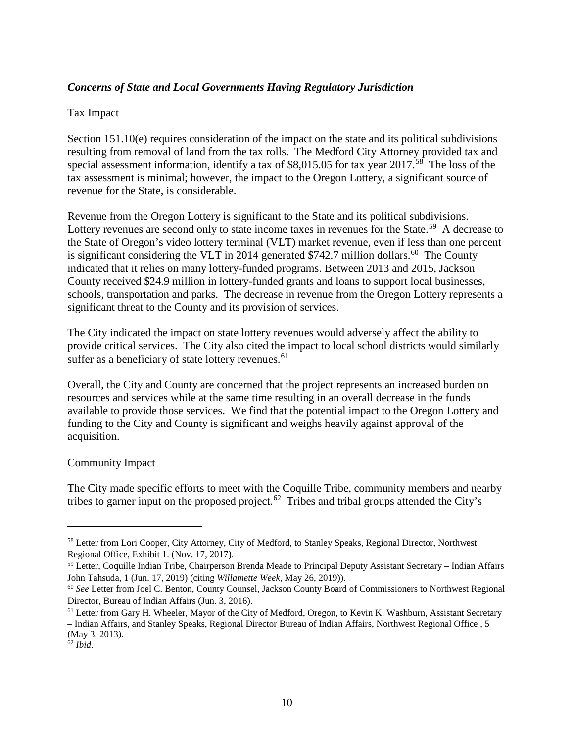### *Concerns of State and Local Governments Having Regulatory Jurisdiction*

Tax Impact

Section 151.10(e) requires consideration of the impact on the state and its political subdivisions resulting from removal of land from the tax rolls. The Medford City Attorney provided tax and special assessment information, identify a tax of $8,015.05 for tax year 2017.[58] The loss of the tax assessment is minimal; however, the impact to the Oregon Lottery, a significant source of revenue for the State, is considerable.

Revenue from the Oregon Lottery is significant to the State and its political subdivisions. Lottery revenues are second only to state income taxes in revenues for the State.[59] A decrease to the State of Oregon's video lottery terminal (VLT) market revenue, even if less than one percent is significant considering the VLT in 2014 generated $742.7 million dollars.[60] The County indicated that it relies on many lottery-funded programs. Between 2013 and 2015, Jackson County received $24.9 million in lottery-funded grants and loans to support local businesses, schools, transportation and parks. The decrease in revenue from the Oregon Lottery represents a significant threat to the County and its provision of services.

The City indicated the impact on state lottery revenues would adversely affect the ability to provide critical services. The City also cited the impact to local school districts would similarly suffer as a beneficiary of state lottery revenues.[61]

Overall, the City and County are concerned that the project represents an increased burden on resources and services while at the same time resulting in an overall decrease in the funds available to provide those services. We find that the potential impact to the Oregon Lottery and funding to the City and County is significant and weighs heavily against approval of the acquisition.

Community Impact

The City made specific efforts to meet with the Coquille Tribe, community members and nearby tribes to garner input on the proposed project.[62] Tribes and tribal groups attended the City's

---

[58] Letter from Lori Cooper, City Attorney, City of Medford, to Stanley Speaks, Regional Director, Northwest Regional Office, Exhibit 1. (Nov. 17, 2017).

[59] Letter, Coquille Indian Tribe, Chairperson Brenda Meade to Principal Deputy Assistant Secretary – Indian Affairs John Tahsuda, 1 (Jun. 17, 2019) (citing *Willamette Week*, May 26, 2019)).

[60] *See* Letter from Joel C. Benton, County Counsel, Jackson County Board of Commissioners to Northwest Regional Director, Bureau of Indian Affairs (Jun. 3, 2016).

[61] Letter from Gary H. Wheeler, Mayor of the City of Medford, Oregon, to Kevin K. Washburn, Assistant Secretary – Indian Affairs, and Stanley Speaks, Regional Director Bureau of Indian Affairs, Northwest Regional Office , 5 (May 3, 2013).

[62] *Ibid*.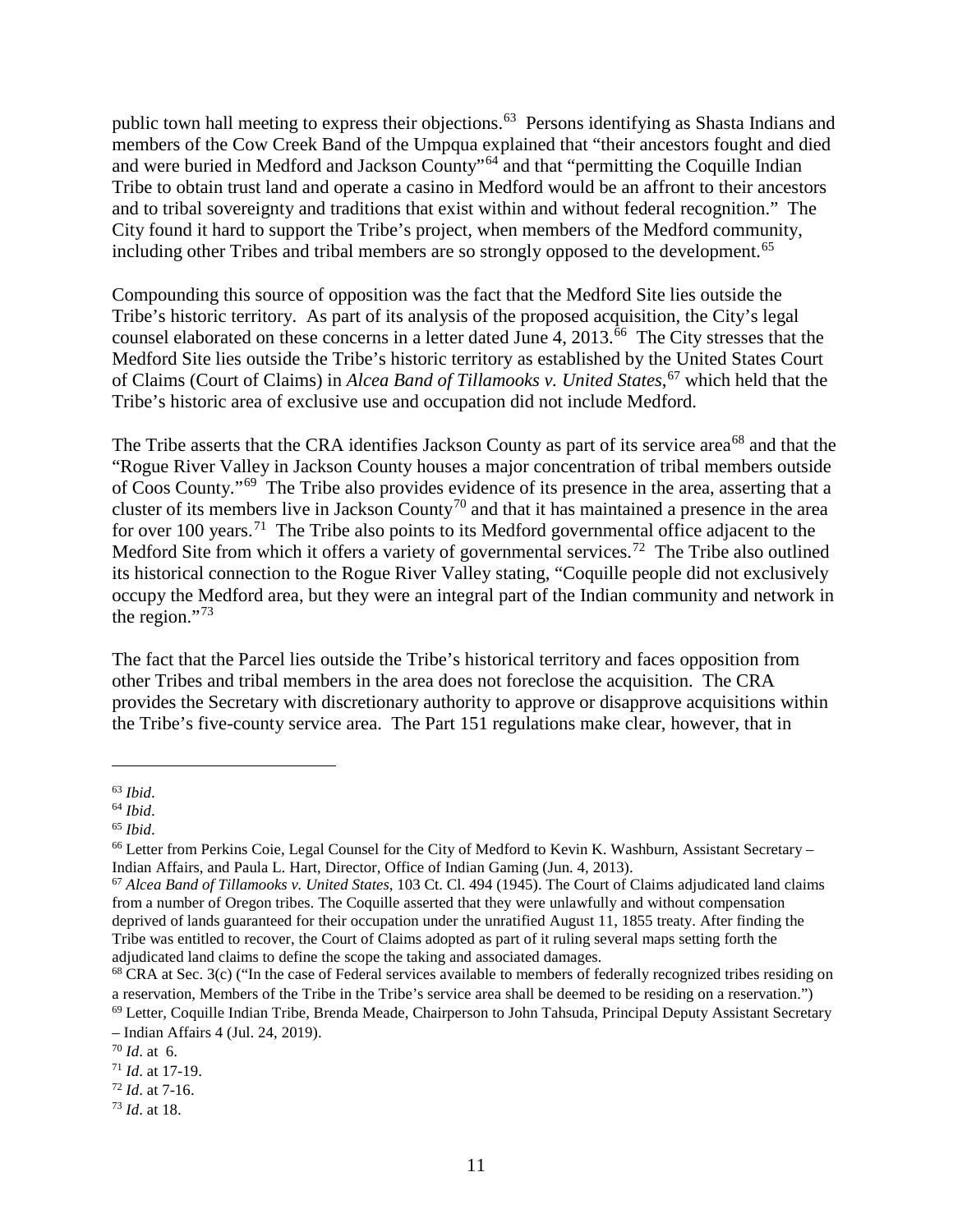public town hall meeting to express their objections.[63] Persons identifying as Shasta Indians and members of the Cow Creek Band of the Umpqua explained that "their ancestors fought and died and were buried in Medford and Jackson County"[64] and that "permitting the Coquille Indian Tribe to obtain trust land and operate a casino in Medford would be an affront to their ancestors and to tribal sovereignty and traditions that exist within and without federal recognition." The City found it hard to support the Tribe's project, when members of the Medford community, including other Tribes and tribal members are so strongly opposed to the development.[65]

Compounding this source of opposition was the fact that the Medford Site lies outside the Tribe's historic territory. As part of its analysis of the proposed acquisition, the City's legal counsel elaborated on these concerns in a letter dated June 4, 2013.[66] The City stresses that the Medford Site lies outside the Tribe's historic territory as established by the United States Court of Claims (Court of Claims) in *Alcea Band of Tillamooks v. United States*,[67] which held that the Tribe's historic area of exclusive use and occupation did not include Medford.

The Tribe asserts that the CRA identifies Jackson County as part of its service area[68] and that the "Rogue River Valley in Jackson County houses a major concentration of tribal members outside of Coos County."[69] The Tribe also provides evidence of its presence in the area, asserting that a cluster of its members live in Jackson County[70] and that it has maintained a presence in the area for over 100 years.[71] The Tribe also points to its Medford governmental office adjacent to the Medford Site from which it offers a variety of governmental services.[72] The Tribe also outlined its historical connection to the Rogue River Valley stating, "Coquille people did not exclusively occupy the Medford area, but they were an integral part of the Indian community and network in the region."[73]

The fact that the Parcel lies outside the Tribe's historical territory and faces opposition from other Tribes and tribal members in the area does not foreclose the acquisition. The CRA provides the Secretary with discretionary authority to approve or disapprove acquisitions within the Tribe's five-county service area. The Part 151 regulations make clear, however, that in

---

[63] *Ibid*.

[64] *Ibid*.

[65] *Ibid*.

[66] Letter from Perkins Coie, Legal Counsel for the City of Medford to Kevin K. Washburn, Assistant Secretary – Indian Affairs, and Paula L. Hart, Director, Office of Indian Gaming (Jun. 4, 2013).

[67] *Alcea Band of Tillamooks v. United States*, 103 Ct. Cl. 494 (1945). The Court of Claims adjudicated land claims from a number of Oregon tribes. The Coquille asserted that they were unlawfully and without compensation deprived of lands guaranteed for their occupation under the unratified August 11, 1855 treaty. After finding the Tribe was entitled to recover, the Court of Claims adopted as part of it ruling several maps setting forth the adjudicated land claims to define the scope the taking and associated damages.

[68] CRA at Sec. 3(c) ("In the case of Federal services available to members of federally recognized tribes residing on a reservation, Members of the Tribe in the Tribe's service area shall be deemed to be residing on a reservation.")

[69] Letter, Coquille Indian Tribe, Brenda Meade, Chairperson to John Tahsuda, Principal Deputy Assistant Secretary – Indian Affairs 4 (Jul. 24, 2019).

[70] *Id*. at 6.

[71] *Id*. at 17-19.

[72] *Id*. at 7-16.

[73] *Id*. at 18.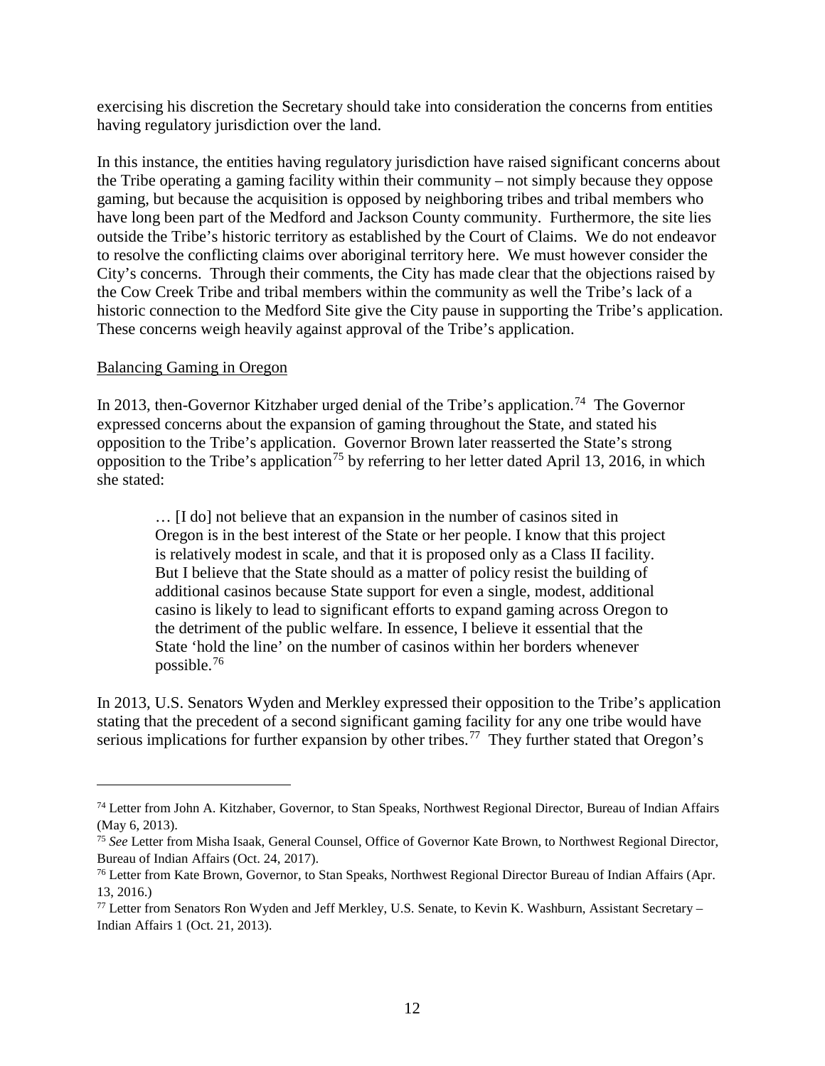exercising his discretion the Secretary should take into consideration the concerns from entities having regulatory jurisdiction over the land.

In this instance, the entities having regulatory jurisdiction have raised significant concerns about the Tribe operating a gaming facility within their community – not simply because they oppose gaming, but because the acquisition is opposed by neighboring tribes and tribal members who have long been part of the Medford and Jackson County community. Furthermore, the site lies outside the Tribe's historic territory as established by the Court of Claims. We do not endeavor to resolve the conflicting claims over aboriginal territory here. We must however consider the City's concerns. Through their comments, the City has made clear that the objections raised by the Cow Creek Tribe and tribal members within the community as well the Tribe's lack of a historic connection to the Medford Site give the City pause in supporting the Tribe's application. These concerns weigh heavily against approval of the Tribe's application.

Balancing Gaming in Oregon

In 2013, then-Governor Kitzhaber urged denial of the Tribe's application.[74] The Governor expressed concerns about the expansion of gaming throughout the State, and stated his opposition to the Tribe's application. Governor Brown later reasserted the State's strong opposition to the Tribe's application[75] by referring to her letter dated April 13, 2016, in which she stated:

> … [I do] not believe that an expansion in the number of casinos sited in Oregon is in the best interest of the State or her people. I know that this project is relatively modest in scale, and that it is proposed only as a Class II facility. But I believe that the State should as a matter of policy resist the building of additional casinos because State support for even a single, modest, additional casino is likely to lead to significant efforts to expand gaming across Oregon to the detriment of the public welfare. In essence, I believe it essential that the State 'hold the line' on the number of casinos within her borders whenever possible.[76]

In 2013, U.S. Senators Wyden and Merkley expressed their opposition to the Tribe's application stating that the precedent of a second significant gaming facility for any one tribe would have serious implications for further expansion by other tribes.[77] They further stated that Oregon's

---

[74] Letter from John A. Kitzhaber, Governor, to Stan Speaks, Northwest Regional Director, Bureau of Indian Affairs (May 6, 2013).

[75] *See* Letter from Misha Isaak, General Counsel, Office of Governor Kate Brown, to Northwest Regional Director, Bureau of Indian Affairs (Oct. 24, 2017).

[76] Letter from Kate Brown, Governor, to Stan Speaks, Northwest Regional Director Bureau of Indian Affairs (Apr. 13, 2016.)

[77] Letter from Senators Ron Wyden and Jeff Merkley, U.S. Senate, to Kevin K. Washburn, Assistant Secretary – Indian Affairs 1 (Oct. 21, 2013).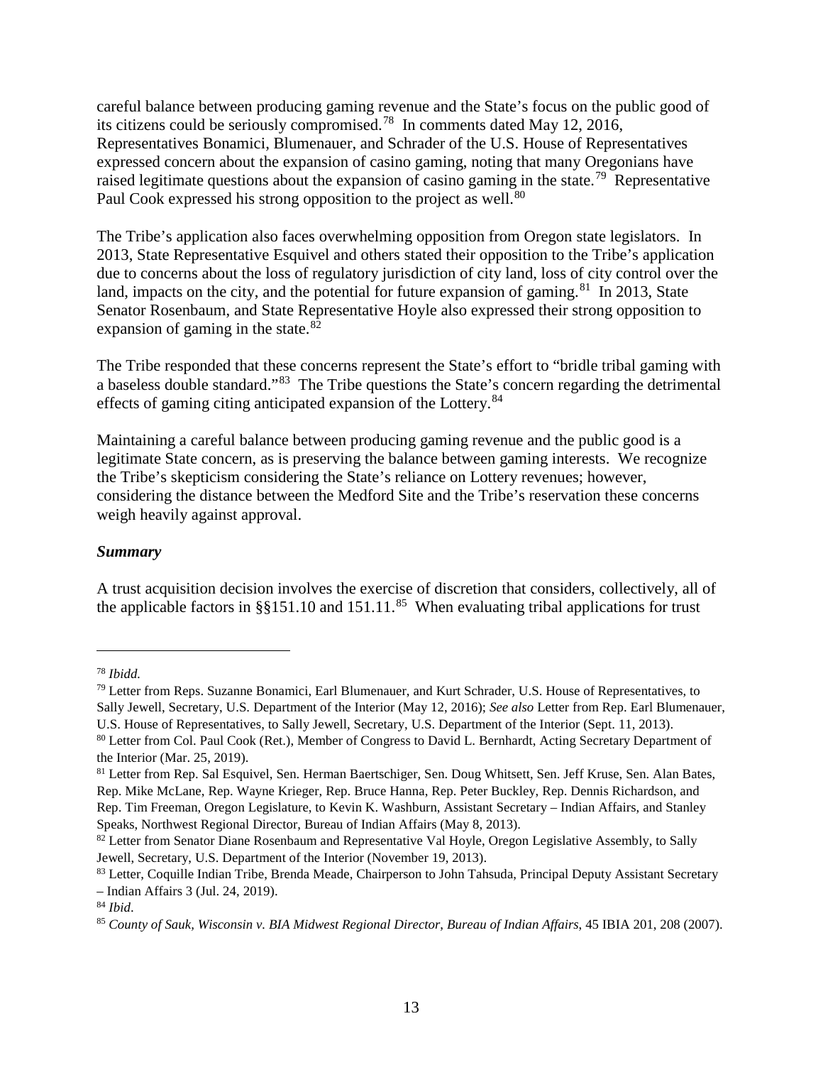careful balance between producing gaming revenue and the State's focus on the public good of its citizens could be seriously compromised.[78] In comments dated May 12, 2016, Representatives Bonamici, Blumenauer, and Schrader of the U.S. House of Representatives expressed concern about the expansion of casino gaming, noting that many Oregonians have raised legitimate questions about the expansion of casino gaming in the state.[79] Representative Paul Cook expressed his strong opposition to the project as well.[80]

The Tribe's application also faces overwhelming opposition from Oregon state legislators. In 2013, State Representative Esquivel and others stated their opposition to the Tribe's application due to concerns about the loss of regulatory jurisdiction of city land, loss of city control over the land, impacts on the city, and the potential for future expansion of gaming.[81] In 2013, State Senator Rosenbaum, and State Representative Hoyle also expressed their strong opposition to expansion of gaming in the state.[82]

The Tribe responded that these concerns represent the State's effort to "bridle tribal gaming with a baseless double standard."[83] The Tribe questions the State's concern regarding the detrimental effects of gaming citing anticipated expansion of the Lottery.[84]

Maintaining a careful balance between producing gaming revenue and the public good is a legitimate State concern, as is preserving the balance between gaming interests. We recognize the Tribe's skepticism considering the State's reliance on Lottery revenues; however, considering the distance between the Medford Site and the Tribe's reservation these concerns weigh heavily against approval.

***Summary***

A trust acquisition decision involves the exercise of discretion that considers, collectively, all of the applicable factors in §§151.10 and 151.11.[85] When evaluating tribal applications for trust

---

[78] *Ibidd.*

[79] Letter from Reps. Suzanne Bonamici, Earl Blumenauer, and Kurt Schrader, U.S. House of Representatives, to Sally Jewell, Secretary, U.S. Department of the Interior (May 12, 2016); *See also* Letter from Rep. Earl Blumenauer, U.S. House of Representatives, to Sally Jewell, Secretary, U.S. Department of the Interior (Sept. 11, 2013).

[80] Letter from Col. Paul Cook (Ret.), Member of Congress to David L. Bernhardt, Acting Secretary Department of the Interior (Mar. 25, 2019).

[81] Letter from Rep. Sal Esquivel, Sen. Herman Baertschiger, Sen. Doug Whitsett, Sen. Jeff Kruse, Sen. Alan Bates, Rep. Mike McLane, Rep. Wayne Krieger, Rep. Bruce Hanna, Rep. Peter Buckley, Rep. Dennis Richardson, and Rep. Tim Freeman, Oregon Legislature, to Kevin K. Washburn, Assistant Secretary – Indian Affairs, and Stanley Speaks, Northwest Regional Director, Bureau of Indian Affairs (May 8, 2013).

[82] Letter from Senator Diane Rosenbaum and Representative Val Hoyle, Oregon Legislative Assembly, to Sally Jewell, Secretary, U.S. Department of the Interior (November 19, 2013).

[83] Letter, Coquille Indian Tribe, Brenda Meade, Chairperson to John Tahsuda, Principal Deputy Assistant Secretary – Indian Affairs 3 (Jul. 24, 2019).

[84] *Ibid*.

[85] *County of Sauk, Wisconsin v. BIA Midwest Regional Director, Bureau of Indian Affairs*, 45 IBIA 201, 208 (2007).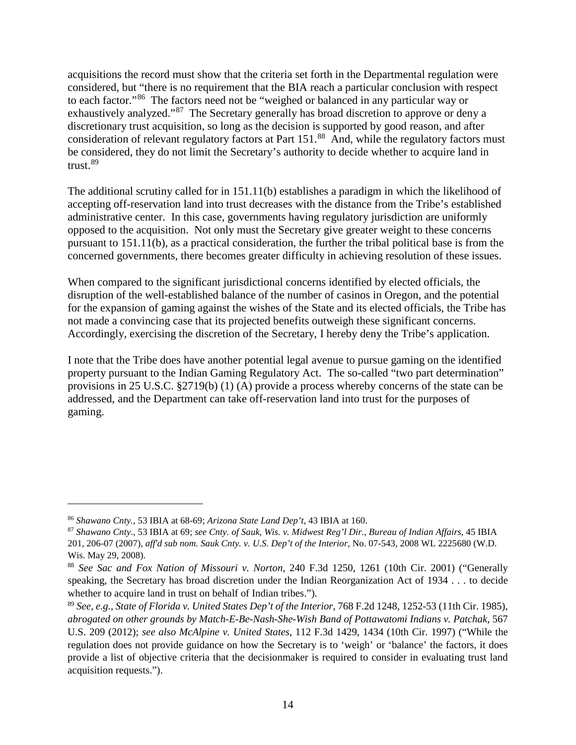acquisitions the record must show that the criteria set forth in the Departmental regulation were considered, but "there is no requirement that the BIA reach a particular conclusion with respect to each factor."[86] The factors need not be "weighed or balanced in any particular way or exhaustively analyzed."[87] The Secretary generally has broad discretion to approve or deny a discretionary trust acquisition, so long as the decision is supported by good reason, and after consideration of relevant regulatory factors at Part 151.[88] And, while the regulatory factors must be considered, they do not limit the Secretary's authority to decide whether to acquire land in trust.[89]

The additional scrutiny called for in 151.11(b) establishes a paradigm in which the likelihood of accepting off-reservation land into trust decreases with the distance from the Tribe's established administrative center. In this case, governments having regulatory jurisdiction are uniformly opposed to the acquisition. Not only must the Secretary give greater weight to these concerns pursuant to 151.11(b), as a practical consideration, the further the tribal political base is from the concerned governments, there becomes greater difficulty in achieving resolution of these issues.

When compared to the significant jurisdictional concerns identified by elected officials, the disruption of the well-established balance of the number of casinos in Oregon, and the potential for the expansion of gaming against the wishes of the State and its elected officials, the Tribe has not made a convincing case that its projected benefits outweigh these significant concerns. Accordingly, exercising the discretion of the Secretary, I hereby deny the Tribe's application.

I note that the Tribe does have another potential legal avenue to pursue gaming on the identified property pursuant to the Indian Gaming Regulatory Act. The so-called "two part determination" provisions in 25 U.S.C. §2719(b) (1) (A) provide a process whereby concerns of the state can be addressed, and the Department can take off-reservation land into trust for the purposes of gaming.

---

[86] *Shawano Cnty.*, 53 IBIA at 68-69; *Arizona State Land Dep't*, 43 IBIA at 160.

[87] *Shawano Cnty*., 53 IBIA at 69; *see Cnty. of Sauk, Wis. v. Midwest Reg'l Dir., Bureau of Indian Affairs*, 45 IBIA 201, 206-07 (2007), *aff'd sub nom. Sauk Cnty. v. U.S. Dep't of the Interior*, No. 07-543, 2008 WL 2225680 (W.D. Wis. May 29, 2008).

[88] *See Sac and Fox Nation of Missouri v. Norton*, 240 F.3d 1250, 1261 (10th Cir. 2001) ("Generally speaking, the Secretary has broad discretion under the Indian Reorganization Act of 1934 . . . to decide whether to acquire land in trust on behalf of Indian tribes.").

[89] *See, e.g.*, *State of Florida v. United States Dep't of the Interior*, 768 F.2d 1248, 1252-53 (11th Cir. 1985), *abrogated on other grounds by Match-E-Be-Nash-She-Wish Band of Pottawatomi Indians v. Patchak*, 567 U.S. 209 (2012); *see also McAlpine v. United States*, 112 F.3d 1429, 1434 (10th Cir. 1997) ("While the regulation does not provide guidance on how the Secretary is to 'weigh' or 'balance' the factors, it does provide a list of objective criteria that the decisionmaker is required to consider in evaluating trust land acquisition requests.").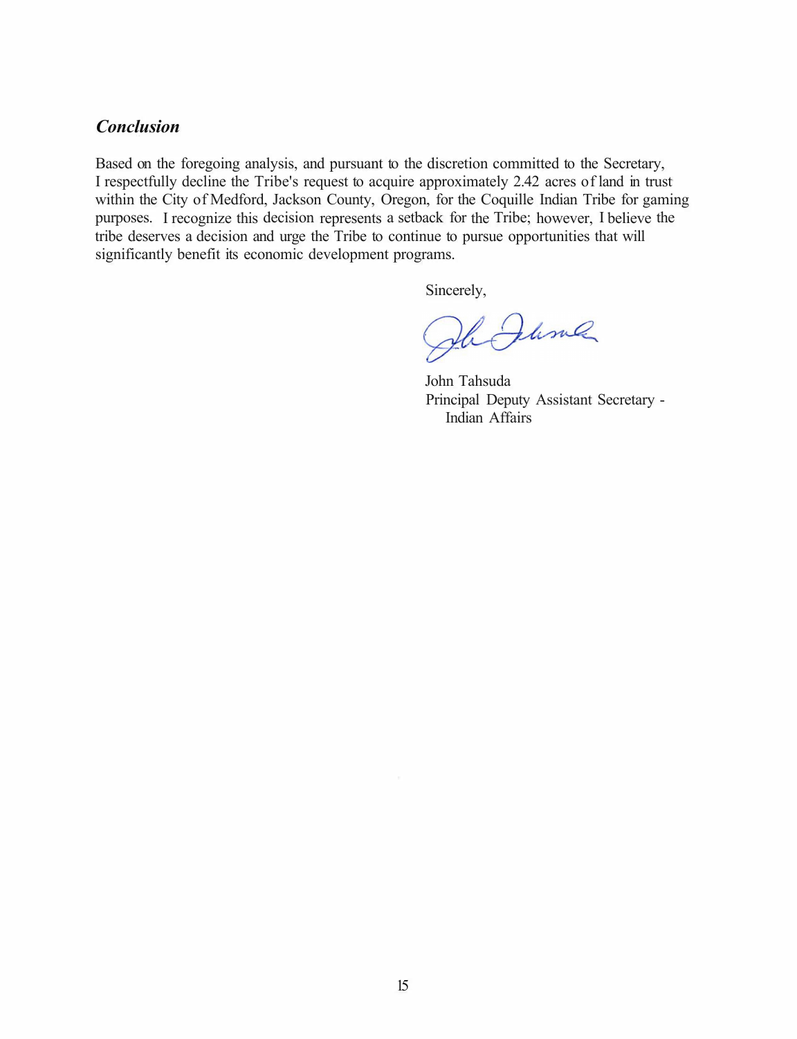### *Conclusion*

Based on the foregoing analysis, and pursuant to the discretion committed to the Secretary, I respectfully decline the Tribe's request to acquire approximately 2.42 acres of land in trust within the City of Medford, Jackson County, Oregon, for the Coquille Indian Tribe for gaming purposes. I recognize this decision represents a setback for the Tribe; however, I believe the tribe deserves a decision and urge the Tribe to continue to pursue opportunities that will significantly benefit its economic development programs.

Sincerely,

John Tahsuda
Principal Deputy Assistant Secretary - Indian Affairs